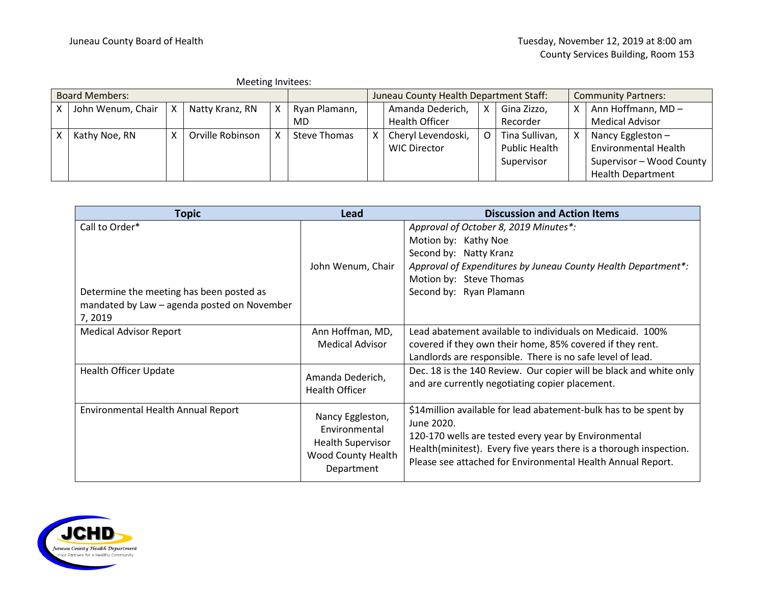Juneau County Board of Health

Tuesday, November 12, 2019 at 8:00 am
County Services Building, Room 153

Meeting Invitees:

| Board Members: | | | | | | Juneau County Health Department Staff: | | | | Community Partners: | |
|---|---|---|---|---|---|---|---|---|---|---|---|
| X | John Wenum, Chair | X | Natty Kranz, RN | X | Ryan Plamann, MD | | Amanda Dederich, Health Officer | X | Gina Zizzo, Recorder | X | Ann Hoffmann, MD – Medical Advisor |
| X | Kathy Noe, RN | X | Orville Robinson | X | Steve Thomas | X | Cheryl Levendoski, WIC Director | O | Tina Sullivan, Public Health Supervisor | X | Nancy Eggleston – Environmental Health Supervisor – Wood County Health Department |

| Topic | Lead | Discussion and Action Items |
|---|---|---|
| Call to Order*<br><br>Determine the meeting has been posted as mandated by Law – agenda posted on November 7, 2019 | John Wenum, Chair | *Approval of October 8, 2019 Minutes*:*<br>Motion by: Kathy Noe<br>Second by: Natty Kranz<br>*Approval of Expenditures by Juneau County Health Department*:*<br>Motion by: Steve Thomas<br>Second by: Ryan Plamann |
| Medical Advisor Report | Ann Hoffman, MD, Medical Advisor | Lead abatement available to individuals on Medicaid. 100% covered if they own their home, 85% covered if they rent. Landlords are responsible. There is no safe level of lead. |
| Health Officer Update | Amanda Dederich, Health Officer | Dec. 18 is the 140 Review. Our copier will be black and white only and are currently negotiating copier placement. |
| Environmental Health Annual Report | Nancy Eggleston, Environmental Health Supervisor Wood County Health Department | $14million available for lead abatement-bulk has to be spent by June 2020.<br>120-170 wells are tested every year by Environmental Health(minitest). Every five years there is a thorough inspection. Please see attached for Environmental Health Annual Report. |

JCHD
Juneau County Health Department
Your Partners for a Healthy Community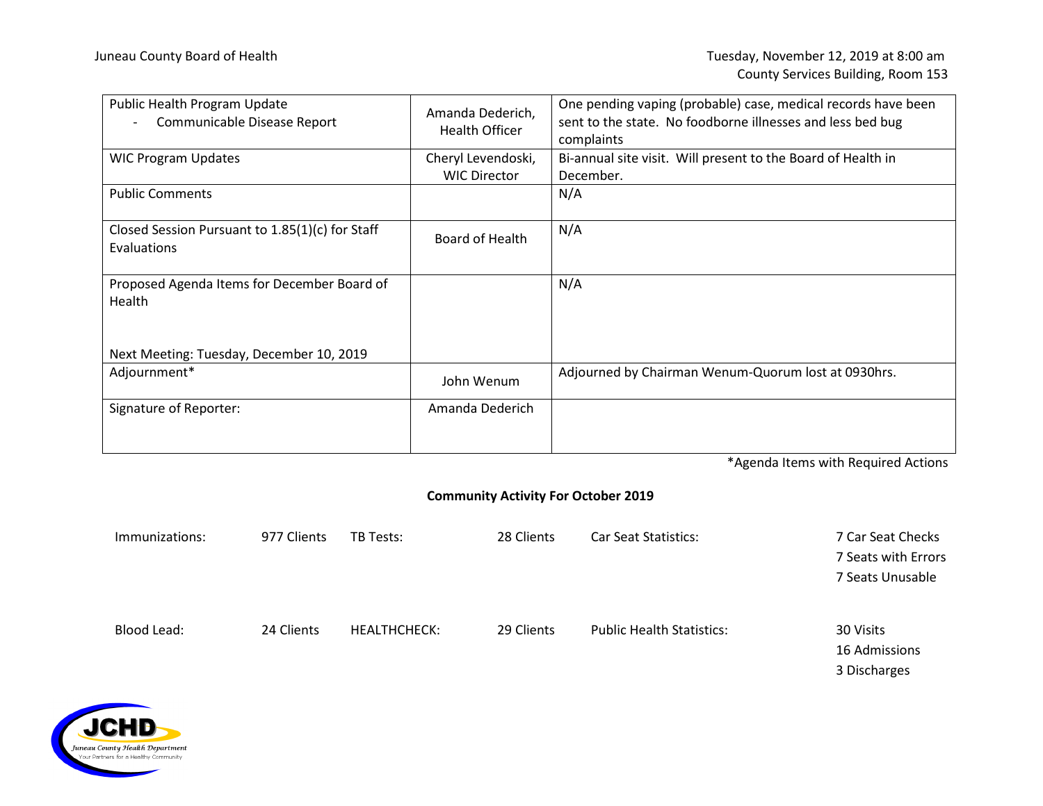Juneau County Board of Health

Tuesday, November 12, 2019 at 8:00 am
County Services Building, Room 153

| | | |
|---|---|---|
| Public Health Program Update<br>- Communicable Disease Report | Amanda Dederich, Health Officer | One pending vaping (probable) case, medical records have been sent to the state. No foodborne illnesses and less bed bug complaints |
| WIC Program Updates | Cheryl Levendoski, WIC Director | Bi-annual site visit. Will present to the Board of Health in December. |
| Public Comments | | N/A |
| Closed Session Pursuant to 1.85(1)(c) for Staff Evaluations | Board of Health | N/A |
| Proposed Agenda Items for December Board of Health<br><br>Next Meeting: Tuesday, December 10, 2019 | | N/A |
| Adjournment* | John Wenum | Adjourned by Chairman Wenum-Quorum lost at 0930hrs. |
| Signature of Reporter: | Amanda Dederich | |

*Agenda Items with Required Actions

**Community Activity For October 2019**

| | | | | | |
|---|---|---|---|---|---|
| Immunizations: | 977 Clients | TB Tests: | 28 Clients | Car Seat Statistics: | 7 Car Seat Checks<br>7 Seats with Errors<br>7 Seats Unusable |
| Blood Lead: | 24 Clients | HEALTHCHECK: | 29 Clients | Public Health Statistics: | 30 Visits<br>16 Admissions<br>3 Discharges |

JCHD
Juneau County Health Department
Your Partners for a Healthy Community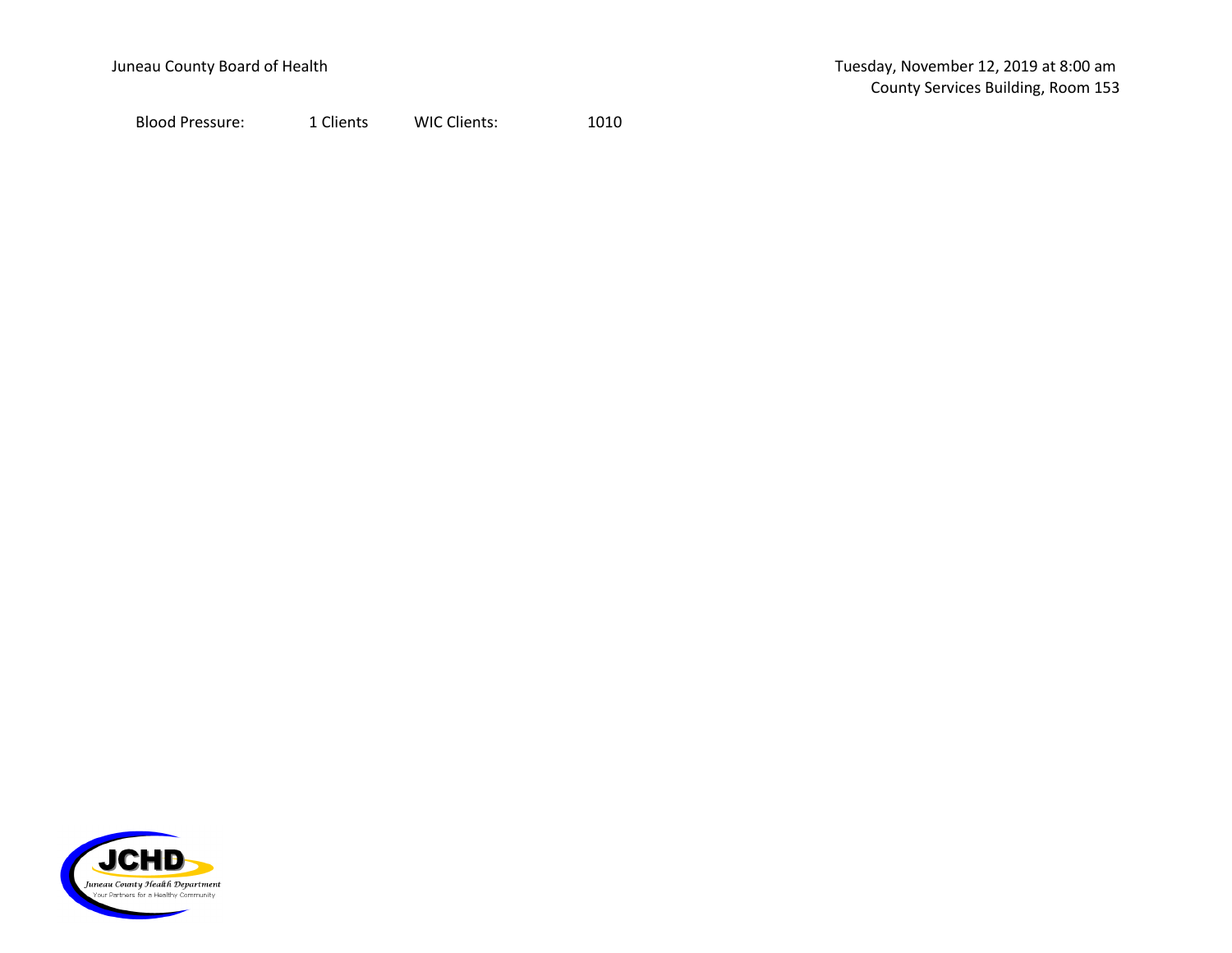Blood Pressure: 1 Clients WIC Clients: 1010